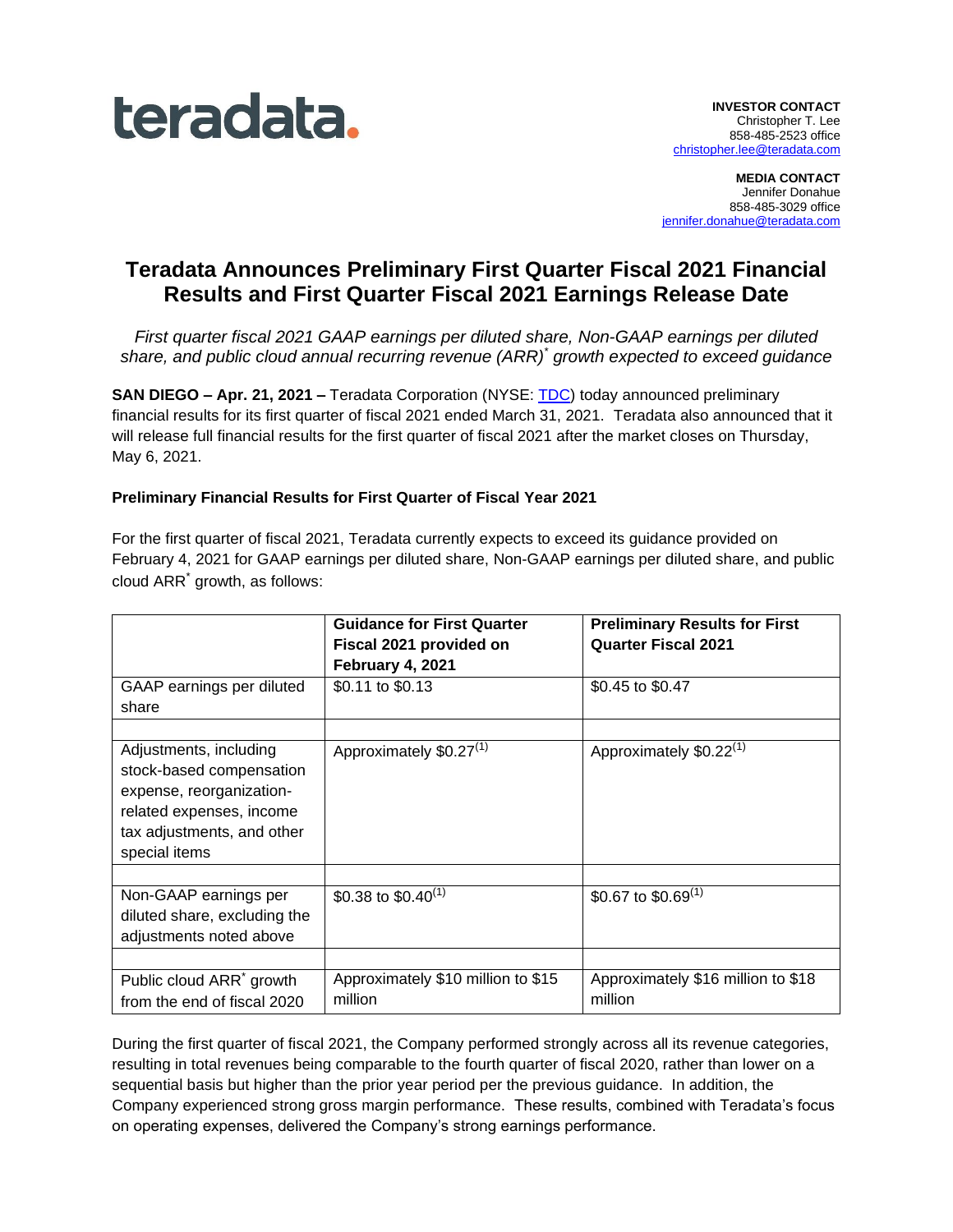teradata.

**INVESTOR CONTACT**
Christopher T. Lee
858-485-2523 office
christopher.lee@teradata.com

**MEDIA CONTACT**
Jennifer Donahue
858-485-3029 office
jennifer.donahue@teradata.com

# Teradata Announces Preliminary First Quarter Fiscal 2021 Financial Results and First Quarter Fiscal 2021 Earnings Release Date

*First quarter fiscal 2021 GAAP earnings per diluted share, Non-GAAP earnings per diluted share, and public cloud annual recurring revenue (ARR)\* growth expected to exceed guidance*

**SAN DIEGO – Apr. 21, 2021 –** Teradata Corporation (NYSE: TDC) today announced preliminary financial results for its first quarter of fiscal 2021 ended March 31, 2021. Teradata also announced that it will release full financial results for the first quarter of fiscal 2021 after the market closes on Thursday, May 6, 2021.

**Preliminary Financial Results for First Quarter of Fiscal Year 2021**

For the first quarter of fiscal 2021, Teradata currently expects to exceed its guidance provided on February 4, 2021 for GAAP earnings per diluted share, Non-GAAP earnings per diluted share, and public cloud ARR\* growth, as follows:

| | **Guidance for First Quarter Fiscal 2021 provided on February 4, 2021** | **Preliminary Results for First Quarter Fiscal 2021** |
|---|---|---|
| GAAP earnings per diluted share | \$0.11 to \$0.13 | \$0.45 to \$0.47 |
| | | |
| Adjustments, including stock-based compensation expense, reorganization-related expenses, income tax adjustments, and other special items | Approximately \$0.27(1) | Approximately \$0.22(1) |
| | | |
| Non-GAAP earnings per diluted share, excluding the adjustments noted above | \$0.38 to \$0.40(1) | \$0.67 to \$0.69(1) |
| | | |
| Public cloud ARR\* growth from the end of fiscal 2020 | Approximately \$10 million to \$15 million | Approximately \$16 million to \$18 million |

During the first quarter of fiscal 2021, the Company performed strongly across all its revenue categories, resulting in total revenues being comparable to the fourth quarter of fiscal 2020, rather than lower on a sequential basis but higher than the prior year period per the previous guidance. In addition, the Company experienced strong gross margin performance. These results, combined with Teradata's focus on operating expenses, delivered the Company's strong earnings performance.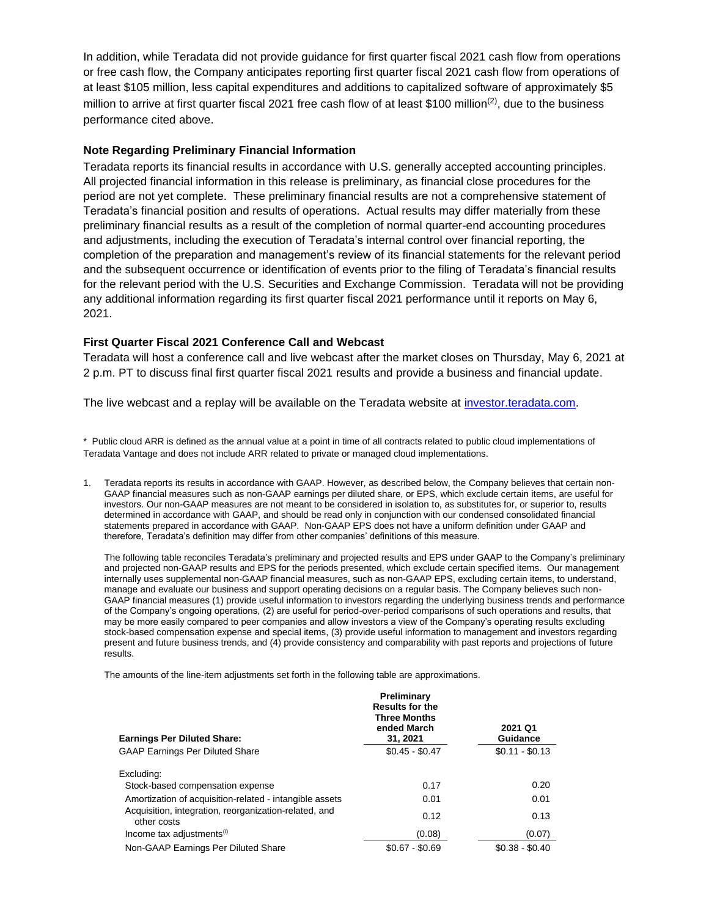In addition, while Teradata did not provide guidance for first quarter fiscal 2021 cash flow from operations or free cash flow, the Company anticipates reporting first quarter fiscal 2021 cash flow from operations of at least $105 million, less capital expenditures and additions to capitalized software of approximately $5 million to arrive at first quarter fiscal 2021 free cash flow of at least $100 million[(2)], due to the business performance cited above.

### Note Regarding Preliminary Financial Information

Teradata reports its financial results in accordance with U.S. generally accepted accounting principles. All projected financial information in this release is preliminary, as financial close procedures for the period are not yet complete. These preliminary financial results are not a comprehensive statement of Teradata's financial position and results of operations. Actual results may differ materially from these preliminary financial results as a result of the completion of normal quarter-end accounting procedures and adjustments, including the execution of Teradata's internal control over financial reporting, the completion of the preparation and management's review of its financial statements for the relevant period and the subsequent occurrence or identification of events prior to the filing of Teradata's financial results for the relevant period with the U.S. Securities and Exchange Commission. Teradata will not be providing any additional information regarding its first quarter fiscal 2021 performance until it reports on May 6, 2021.

### First Quarter Fiscal 2021 Conference Call and Webcast

Teradata will host a conference call and live webcast after the market closes on Thursday, May 6, 2021 at 2 p.m. PT to discuss final first quarter fiscal 2021 results and provide a business and financial update.

The live webcast and a replay will be available on the Teradata website at investor.teradata.com.

\* Public cloud ARR is defined as the annual value at a point in time of all contracts related to public cloud implementations of Teradata Vantage and does not include ARR related to private or managed cloud implementations.

1. Teradata reports its results in accordance with GAAP. However, as described below, the Company believes that certain non-GAAP financial measures such as non-GAAP earnings per diluted share, or EPS, which exclude certain items, are useful for investors. Our non-GAAP measures are not meant to be considered in isolation to, as substitutes for, or superior to, results determined in accordance with GAAP, and should be read only in conjunction with our condensed consolidated financial statements prepared in accordance with GAAP. Non-GAAP EPS does not have a uniform definition under GAAP and therefore, Teradata's definition may differ from other companies' definitions of this measure.

   The following table reconciles Teradata's preliminary and projected results and EPS under GAAP to the Company's preliminary and projected non-GAAP results and EPS for the periods presented, which exclude certain specified items. Our management internally uses supplemental non-GAAP financial measures, such as non-GAAP EPS, excluding certain items, to understand, manage and evaluate our business and support operating decisions on a regular basis. The Company believes such non-GAAP financial measures (1) provide useful information to investors regarding the underlying business trends and performance of the Company's ongoing operations, (2) are useful for period-over-period comparisons of such operations and results, that may be more easily compared to peer companies and allow investors a view of the Company's operating results excluding stock-based compensation expense and special items, (3) provide useful information to management and investors regarding present and future business trends, and (4) provide consistency and comparability with past reports and projections of future results.

   The amounts of the line-item adjustments set forth in the following table are approximations.

| Earnings Per Diluted Share: | Preliminary Results for the Three Months ended March 31, 2021 | 2021 Q1 Guidance |
|---|---|---|
| GAAP Earnings Per Diluted Share | $0.45 - $0.47 | $0.11 - $0.13 |
| Excluding: | | |
| Stock-based compensation expense | 0.17 | 0.20 |
| Amortization of acquisition-related - intangible assets | 0.01 | 0.01 |
| Acquisition, integration, reorganization-related, and other costs | 0.12 | 0.13 |
| Income tax adjustments[(i)] | (0.08) | (0.07) |
| Non-GAAP Earnings Per Diluted Share | $0.67 - $0.69 | $0.38 - $0.40 |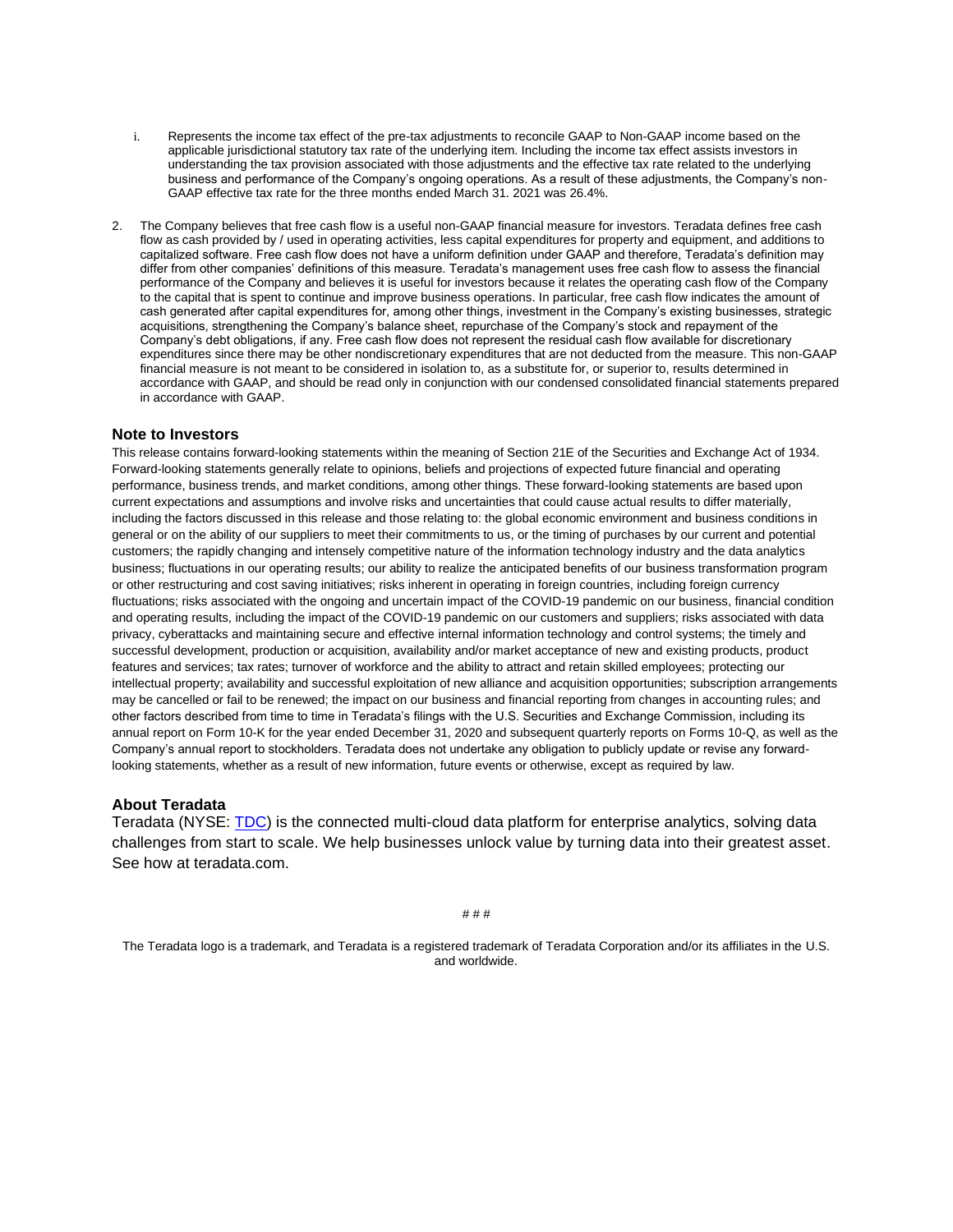i. Represents the income tax effect of the pre-tax adjustments to reconcile GAAP to Non-GAAP income based on the applicable jurisdictional statutory tax rate of the underlying item. Including the income tax effect assists investors in understanding the tax provision associated with those adjustments and the effective tax rate related to the underlying business and performance of the Company's ongoing operations. As a result of these adjustments, the Company's non-GAAP effective tax rate for the three months ended March 31. 2021 was 26.4%.

2. The Company believes that free cash flow is a useful non-GAAP financial measure for investors. Teradata defines free cash flow as cash provided by / used in operating activities, less capital expenditures for property and equipment, and additions to capitalized software. Free cash flow does not have a uniform definition under GAAP and therefore, Teradata's definition may differ from other companies' definitions of this measure. Teradata's management uses free cash flow to assess the financial performance of the Company and believes it is useful for investors because it relates the operating cash flow of the Company to the capital that is spent to continue and improve business operations. In particular, free cash flow indicates the amount of cash generated after capital expenditures for, among other things, investment in the Company's existing businesses, strategic acquisitions, strengthening the Company's balance sheet, repurchase of the Company's stock and repayment of the Company's debt obligations, if any. Free cash flow does not represent the residual cash flow available for discretionary expenditures since there may be other nondiscretionary expenditures that are not deducted from the measure. This non-GAAP financial measure is not meant to be considered in isolation to, as a substitute for, or superior to, results determined in accordance with GAAP, and should be read only in conjunction with our condensed consolidated financial statements prepared in accordance with GAAP.

## Note to Investors

This release contains forward-looking statements within the meaning of Section 21E of the Securities and Exchange Act of 1934. Forward-looking statements generally relate to opinions, beliefs and projections of expected future financial and operating performance, business trends, and market conditions, among other things. These forward-looking statements are based upon current expectations and assumptions and involve risks and uncertainties that could cause actual results to differ materially, including the factors discussed in this release and those relating to: the global economic environment and business conditions in general or on the ability of our suppliers to meet their commitments to us, or the timing of purchases by our current and potential customers; the rapidly changing and intensely competitive nature of the information technology industry and the data analytics business; fluctuations in our operating results; our ability to realize the anticipated benefits of our business transformation program or other restructuring and cost saving initiatives; risks inherent in operating in foreign countries, including foreign currency fluctuations; risks associated with the ongoing and uncertain impact of the COVID-19 pandemic on our business, financial condition and operating results, including the impact of the COVID-19 pandemic on our customers and suppliers; risks associated with data privacy, cyberattacks and maintaining secure and effective internal information technology and control systems; the timely and successful development, production or acquisition, availability and/or market acceptance of new and existing products, product features and services; tax rates; turnover of workforce and the ability to attract and retain skilled employees; protecting our intellectual property; availability and successful exploitation of new alliance and acquisition opportunities; subscription arrangements may be cancelled or fail to be renewed; the impact on our business and financial reporting from changes in accounting rules; and other factors described from time to time in Teradata's filings with the U.S. Securities and Exchange Commission, including its annual report on Form 10-K for the year ended December 31, 2020 and subsequent quarterly reports on Forms 10-Q, as well as the Company's annual report to stockholders. Teradata does not undertake any obligation to publicly update or revise any forward-looking statements, whether as a result of new information, future events or otherwise, except as required by law.

## About Teradata

Teradata (NYSE: TDC) is the connected multi-cloud data platform for enterprise analytics, solving data challenges from start to scale. We help businesses unlock value by turning data into their greatest asset. See how at teradata.com.

# # #

The Teradata logo is a trademark, and Teradata is a registered trademark of Teradata Corporation and/or its affiliates in the U.S. and worldwide.